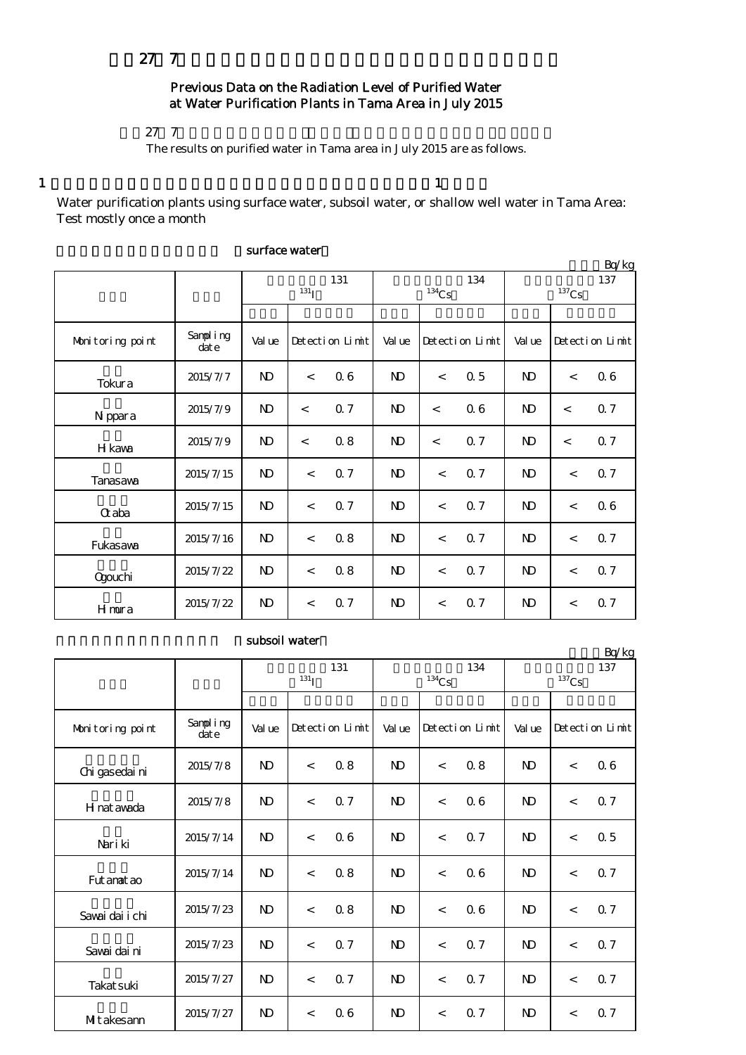# 27 7

## Previous Data on the Radiation Level of Purified Water at Water Purification Plants in Tama Area in July 2015

27 7

The results on purified water in Tama area in July 2015 are as follows.

1 1

Water purification plants using surface water, subsoil water, or shallow well water in Tama Area: Test mostly once a month

surface water

Bq/kg

| Monitoring point | Sampling date | 131 $^{131}$I | | | 134 $^{134}$Cs | | | 137 $^{137}$Cs | | |
|---|---|---|---|---|---|---|---|---|---|---|
| | | Value | Detection Limit | | Value | Detection Limit | | Value | Detection Limit | |
| Tokura | 2015/7/7 | ND | < | 0.6 | ND | < | 0.5 | ND | < | 0.6 |
| Nippara | 2015/7/9 | ND | < | 0.7 | ND | < | 0.6 | ND | < | 0.7 |
| Hikawa | 2015/7/9 | ND | < | 0.8 | ND | < | 0.7 | ND | < | 0.7 |
| Tanasawa | 2015/7/15 | ND | < | 0.7 | ND | < | 0.7 | ND | < | 0.7 |
| Otaba | 2015/7/15 | ND | < | 0.7 | ND | < | 0.7 | ND | < | 0.6 |
| Fukasawa | 2015/7/16 | ND | < | 0.8 | ND | < | 0.7 | ND | < | 0.7 |
| Ogouchi | 2015/7/22 | ND | < | 0.8 | ND | < | 0.7 | ND | < | 0.7 |
| Himura | 2015/7/22 | ND | < | 0.7 | ND | < | 0.7 | ND | < | 0.7 |

subsoil water

Bq/kg

| Monitoring point | Sampling date | 131 $^{131}$I | | | 134 $^{134}$Cs | | | 137 $^{137}$Cs | | |
|---|---|---|---|---|---|---|---|---|---|---|
| | | Value | Detection Limit | | Value | Detection Limit | | Value | Detection Limit | |
| Chigasedaini | 2015/7/8 | ND | < | 0.8 | ND | < | 0.8 | ND | < | 0.6 |
| Hinatawada | 2015/7/8 | ND | < | 0.7 | ND | < | 0.6 | ND | < | 0.7 |
| Nariki | 2015/7/14 | ND | < | 0.6 | ND | < | 0.7 | ND | < | 0.5 |
| Futamatao | 2015/7/14 | ND | < | 0.8 | ND | < | 0.6 | ND | < | 0.7 |
| Sawaidaiichi | 2015/7/23 | ND | < | 0.8 | ND | < | 0.6 | ND | < | 0.7 |
| Sawaidaini | 2015/7/23 | ND | < | 0.7 | ND | < | 0.7 | ND | < | 0.7 |
| Takatsuki | 2015/7/27 | ND | < | 0.7 | ND | < | 0.7 | ND | < | 0.7 |
| Mitakesann | 2015/7/27 | ND | < | 0.6 | ND | < | 0.7 | ND | < | 0.7 |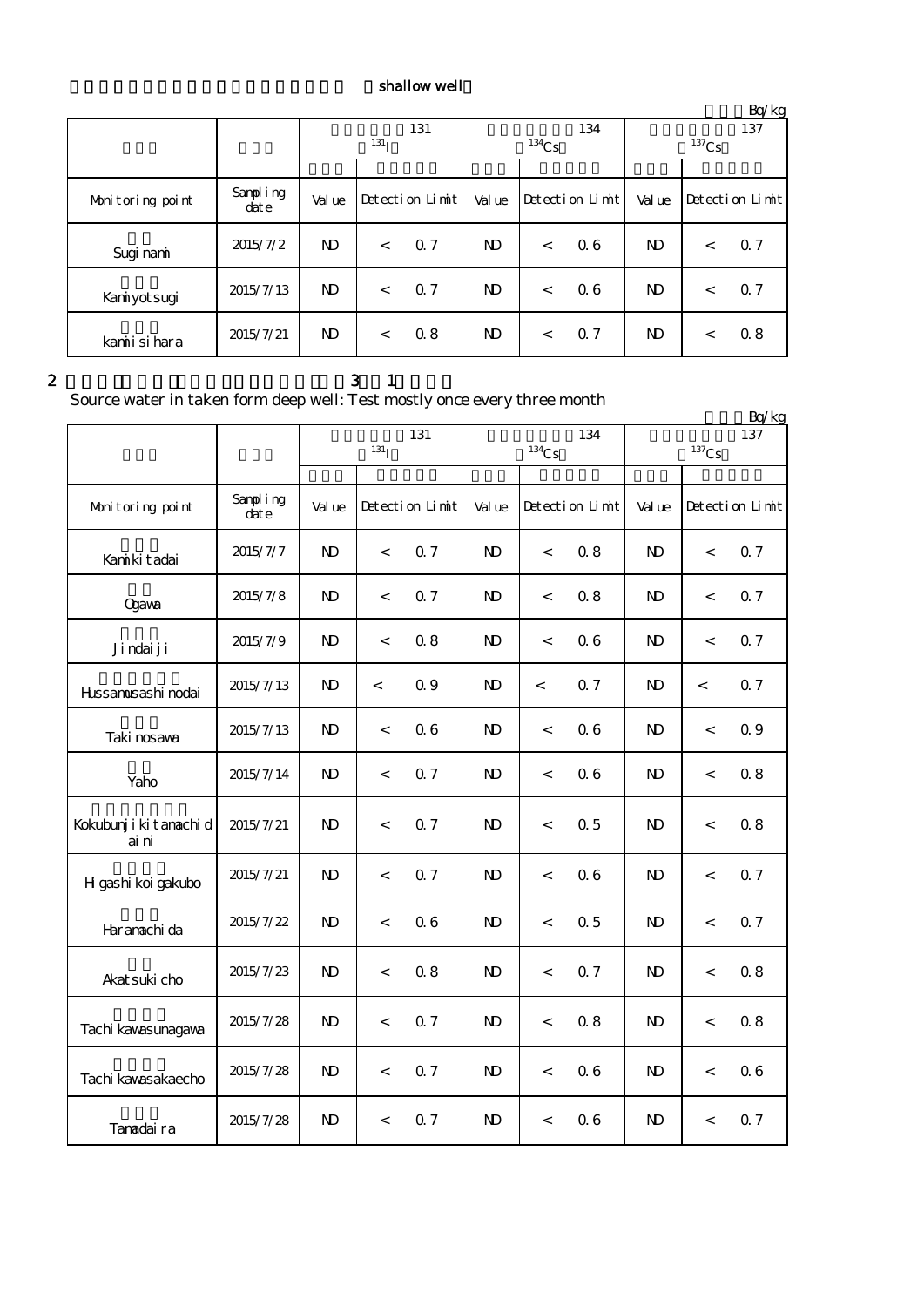shallow well

Bq/kg

| | | 131 ($^{131}$I) | | | 134 ($^{134}$Cs) | | | 137 ($^{137}$Cs) | | |
|---|---|---|---|---|---|---|---|---|---|---|
| Monitoring point | Sampling date | Value | Detection Limit | | Value | Detection Limit | | Value | Detection Limit | |
| Suginami | 2015/7/2 | ND | < | 0.7 | ND | < | 0.6 | ND | < | 0.7 |
| Kamiyotsugi | 2015/7/13 | ND | < | 0.7 | ND | < | 0.6 | ND | < | 0.7 |
| kamiishihara | 2015/7/21 | ND | < | 0.8 | ND | < | 0.7 | ND | < | 0.8 |

2 3 1

Source water in taken form deep well: Test mostly once every three month

Bq/kg

| | | 131 ($^{131}$I) | | | 134 ($^{134}$Cs) | | | 137 ($^{137}$Cs) | | |
|---|---|---|---|---|---|---|---|---|---|---|
| Monitoring point | Sampling date | Value | Detection Limit | | Value | Detection Limit | | Value | Detection Limit | |
| Kamikitadai | 2015/7/7 | ND | < | 0.7 | ND | < | 0.8 | ND | < | 0.7 |
| Ogawa | 2015/7/8 | ND | < | 0.7 | ND | < | 0.8 | ND | < | 0.7 |
| Jindaiji | 2015/7/9 | ND | < | 0.8 | ND | < | 0.6 | ND | < | 0.7 |
| Hussamusashinodai | 2015/7/13 | ND | < | 0.9 | ND | < | 0.7 | ND | < | 0.7 |
| Takinosawa | 2015/7/13 | ND | < | 0.6 | ND | < | 0.6 | ND | < | 0.9 |
| Yaho | 2015/7/14 | ND | < | 0.7 | ND | < | 0.6 | ND | < | 0.8 |
| Kokubunjikitamachidaini | 2015/7/21 | ND | < | 0.7 | ND | < | 0.5 | ND | < | 0.8 |
| Higashikoigakubo | 2015/7/21 | ND | < | 0.7 | ND | < | 0.6 | ND | < | 0.7 |
| Haramachida | 2015/7/22 | ND | < | 0.6 | ND | < | 0.5 | ND | < | 0.7 |
| Akatsukicho | 2015/7/23 | ND | < | 0.8 | ND | < | 0.7 | ND | < | 0.8 |
| Tachikawasunagawa | 2015/7/28 | ND | < | 0.7 | ND | < | 0.8 | ND | < | 0.8 |
| Tachikawasakaecho | 2015/7/28 | ND | < | 0.7 | ND | < | 0.6 | ND | < | 0.6 |
| Tamadaira | 2015/7/28 | ND | < | 0.7 | ND | < | 0.6 | ND | < | 0.7 |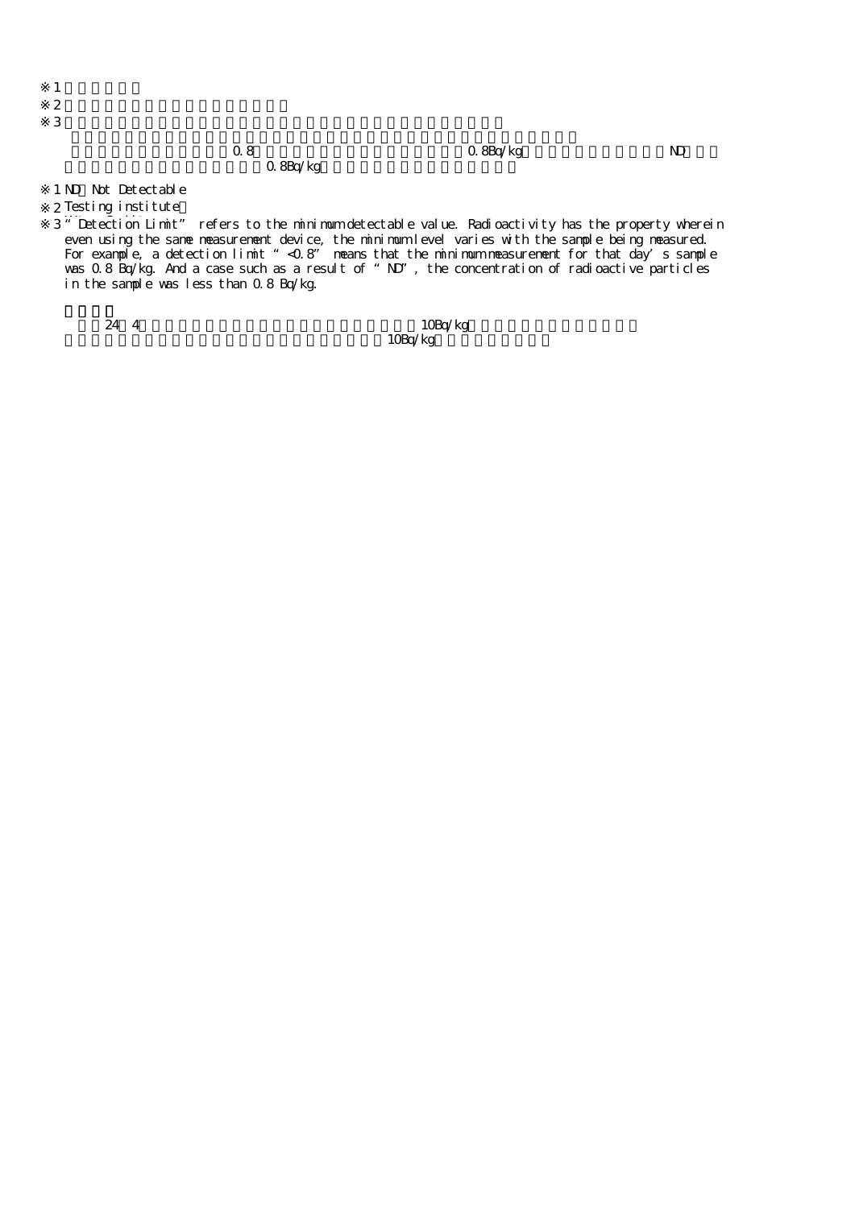※1

※2

※3

0.8 0.8Bq/kg ND
0.8Bq/kg

※1 ND Not Detectable

※2 Testing institute

※3 "Detection Limit" refers to the minimum detectable value. Radioactivity has the property wherein even using the same measurement device, the minimum level varies with the sample being measured. For example, a detection limit "<0.8" means that the minimum measurement for that day's sample was 0.8 Bq/kg. And a case such as a result of "ND", the concentration of radioactive particles in the sample was less than 0.8 Bq/kg.

24 4 10Bq/kg
10Bq/kg